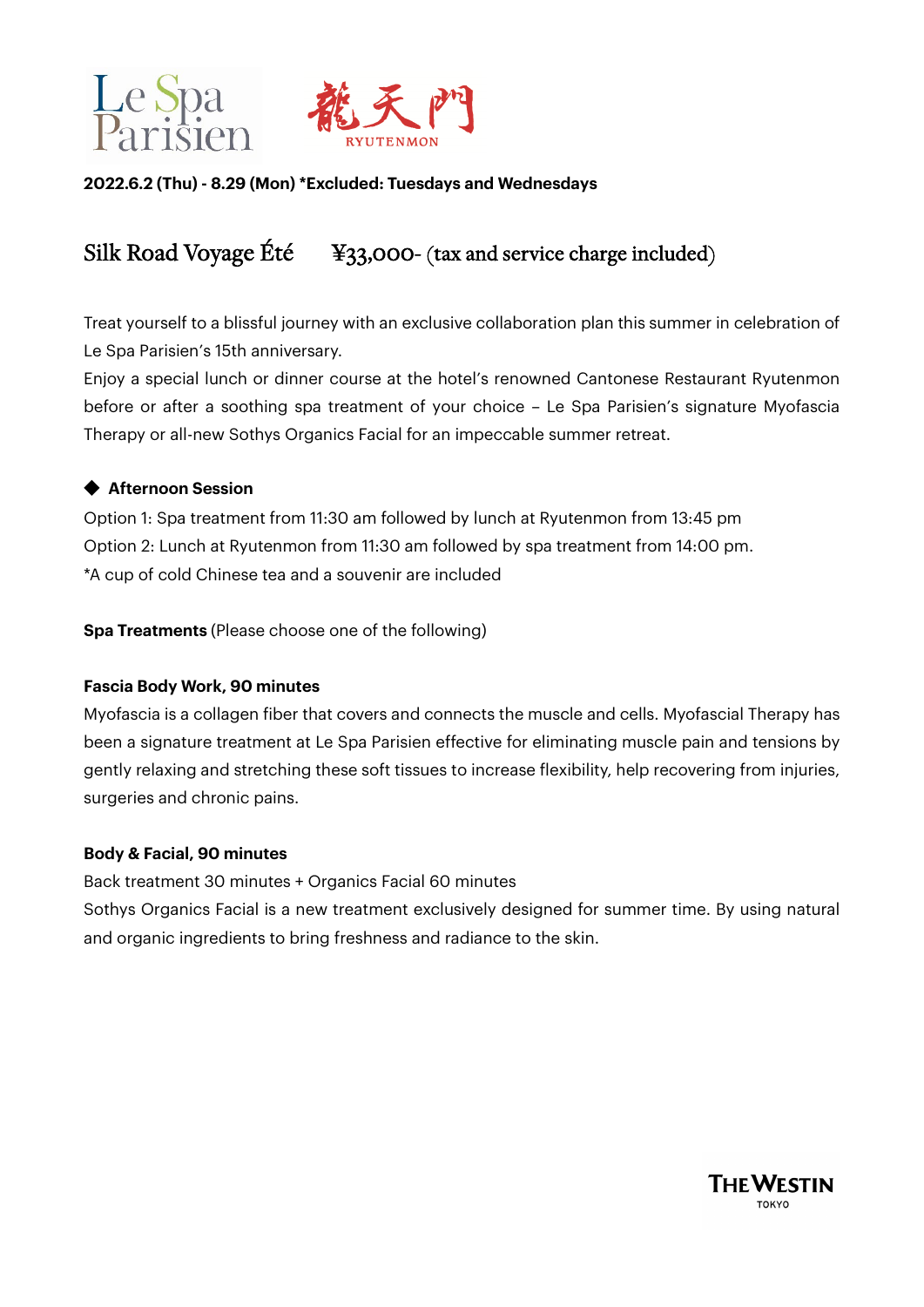Le Spa Parisien 龍天門 RYUTENMON

**2022.6.2 (Thu) - 8.29 (Mon) *Excluded: Tuesdays and Wednesdays**

## Silk Road Voyage Été ¥33,000- (tax and service charge included)

Treat yourself to a blissful journey with an exclusive collaboration plan this summer in celebration of Le Spa Parisien's 15th anniversary.
Enjoy a special lunch or dinner course at the hotel's renowned Cantonese Restaurant Ryutenmon before or after a soothing spa treatment of your choice – Le Spa Parisien's signature Myofascia Therapy or all-new Sothys Organics Facial for an impeccable summer retreat.

◆ **Afternoon Session**

Option 1: Spa treatment from 11:30 am followed by lunch at Ryutenmon from 13:45 pm
Option 2: Lunch at Ryutenmon from 11:30 am followed by spa treatment from 14:00 pm.
*A cup of cold Chinese tea and a souvenir are included

**Spa Treatments** (Please choose one of the following)

**Fascia Body Work, 90 minutes**

Myofascia is a collagen fiber that covers and connects the muscle and cells. Myofascial Therapy has been a signature treatment at Le Spa Parisien effective for eliminating muscle pain and tensions by gently relaxing and stretching these soft tissues to increase flexibility, help recovering from injuries, surgeries and chronic pains.

**Body & Facial, 90 minutes**

Back treatment 30 minutes + Organics Facial 60 minutes
Sothys Organics Facial is a new treatment exclusively designed for summer time. By using natural and organic ingredients to bring freshness and radiance to the skin.

THE WESTIN TOKYO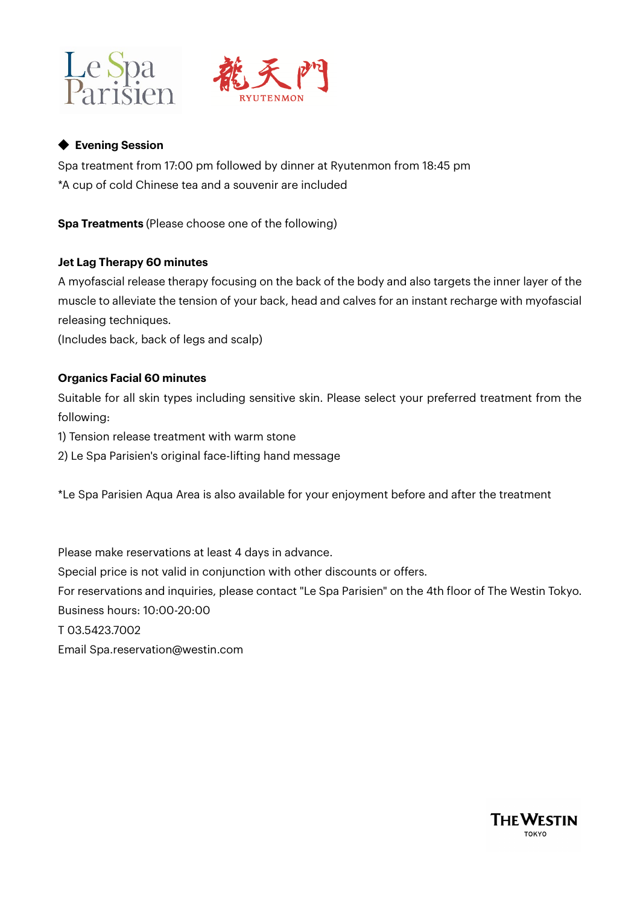Le Spa Parisien

龍天門 RYUTENMON

◆ **Evening Session**

Spa treatment from 17:00 pm followed by dinner at Ryutenmon from 18:45 pm

*A cup of cold Chinese tea and a souvenir are included

**Spa Treatments** (Please choose one of the following)

**Jet Lag Therapy 60 minutes**

A myofascial release therapy focusing on the back of the body and also targets the inner layer of the muscle to alleviate the tension of your back, head and calves for an instant recharge with myofascial releasing techniques.

(Includes back, back of legs and scalp)

**Organics Facial 60 minutes**

Suitable for all skin types including sensitive skin. Please select your preferred treatment from the following:

1) Tension release treatment with warm stone
2) Le Spa Parisien's original face-lifting hand message

*Le Spa Parisien Aqua Area is also available for your enjoyment before and after the treatment

Please make reservations at least 4 days in advance.

Special price is not valid in conjunction with other discounts or offers.

For reservations and inquiries, please contact "Le Spa Parisien" on the 4th floor of The Westin Tokyo.

Business hours: 10:00-20:00

T 03.5423.7002

Email Spa.reservation@westin.com

THE WESTIN TOKYO